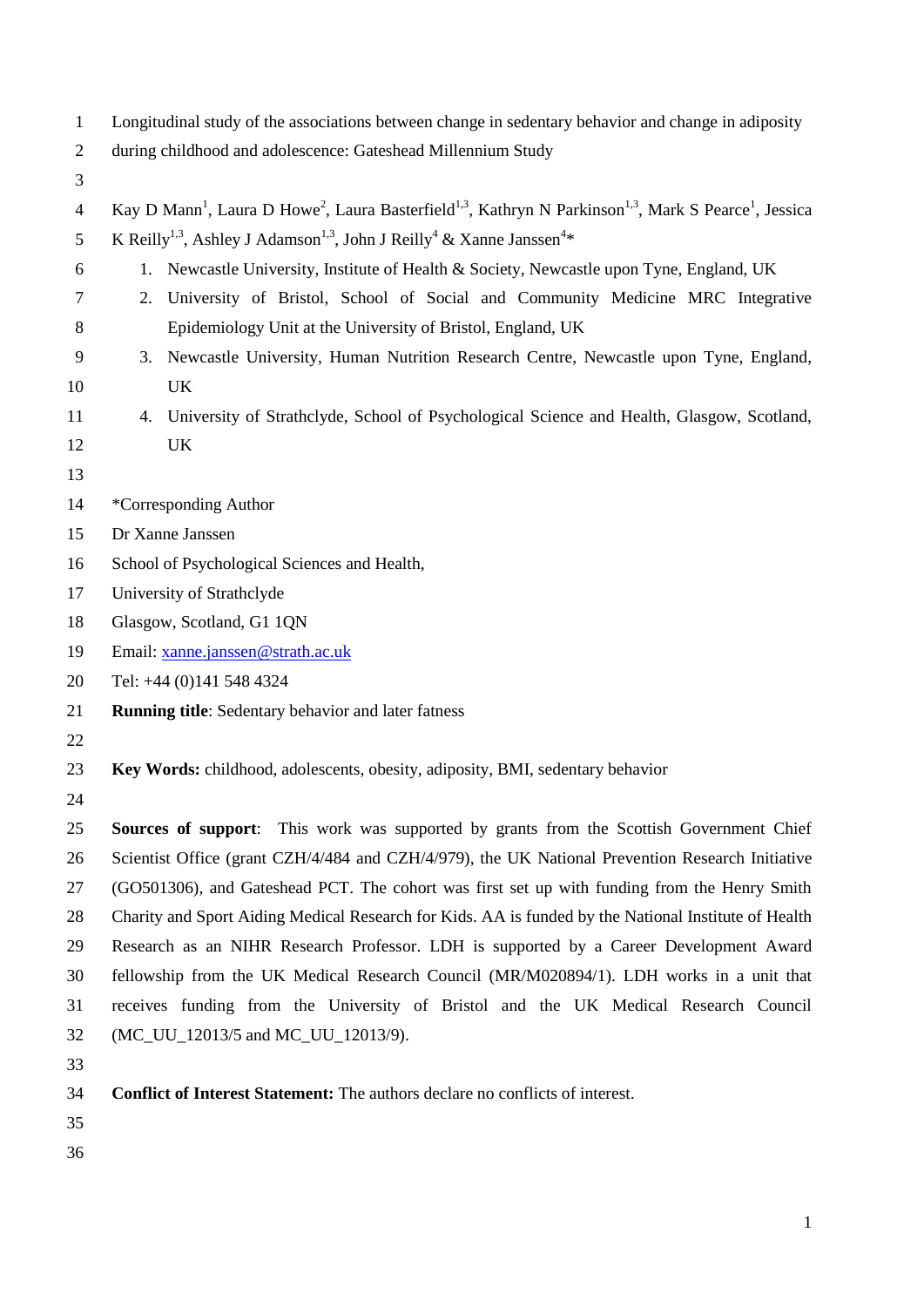# Longitudinal study of the associations between change in sedentary behavior and change in adiposity during childhood and adolescence: Gateshead Millennium Study

Kay D Mann[1], Laura D Howe[2], Laura Basterfield[1,3], Kathryn N Parkinson[1,3], Mark S Pearce[1], Jessica K Reilly[1,3], Ashley J Adamson[1,3], John J Reilly[4] & Xanne Janssen[4]*

1. Newcastle University, Institute of Health & Society, Newcastle upon Tyne, England, UK
2. University of Bristol, School of Social and Community Medicine MRC Integrative Epidemiology Unit at the University of Bristol, England, UK
3. Newcastle University, Human Nutrition Research Centre, Newcastle upon Tyne, England, UK
4. University of Strathclyde, School of Psychological Science and Health, Glasgow, Scotland, UK

*Corresponding Author
Dr Xanne Janssen
School of Psychological Sciences and Health,
University of Strathclyde
Glasgow, Scotland, G1 1QN
Email: xanne.janssen@strath.ac.uk
Tel: +44 (0)141 548 4324

**Running title**: Sedentary behavior and later fatness

**Key Words:** childhood, adolescents, obesity, adiposity, BMI, sedentary behavior

**Sources of support**: This work was supported by grants from the Scottish Government Chief Scientist Office (grant CZH/4/484 and CZH/4/979), the UK National Prevention Research Initiative (GO501306), and Gateshead PCT. The cohort was first set up with funding from the Henry Smith Charity and Sport Aiding Medical Research for Kids. AA is funded by the National Institute of Health Research as an NIHR Research Professor. LDH is supported by a Career Development Award fellowship from the UK Medical Research Council (MR/M020894/1). LDH works in a unit that receives funding from the University of Bristol and the UK Medical Research Council (MC_UU_12013/5 and MC_UU_12013/9).

**Conflict of Interest Statement:** The authors declare no conflicts of interest.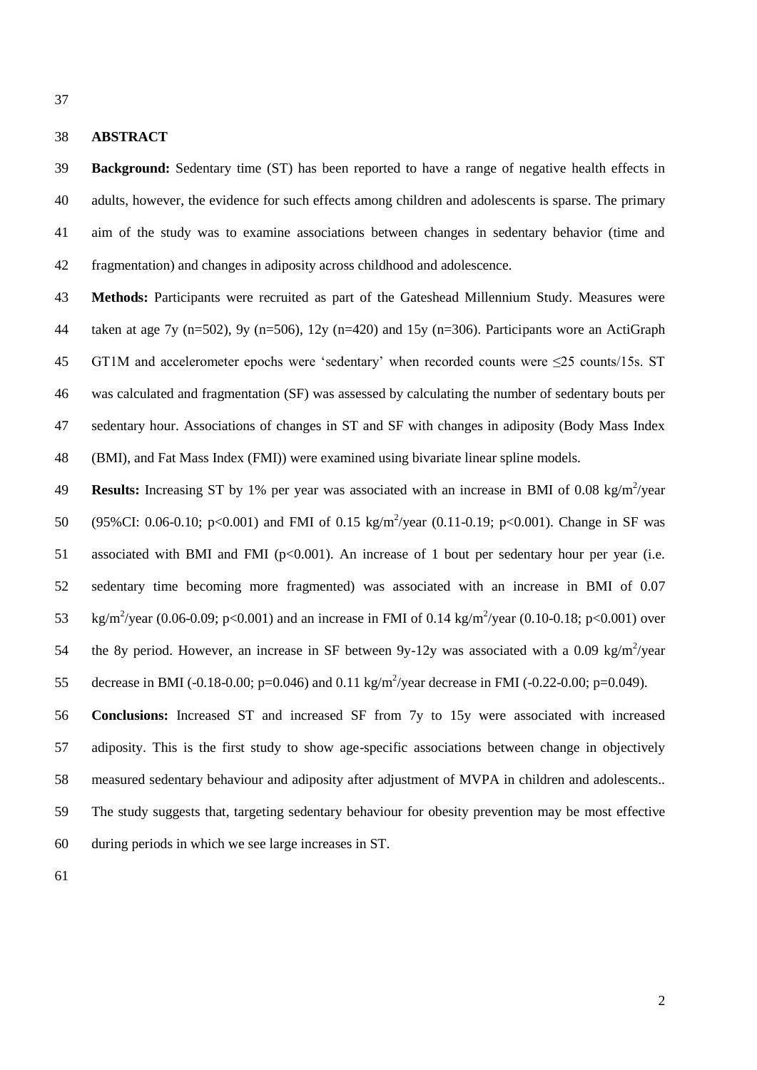## ABSTRACT

**Background:** Sedentary time (ST) has been reported to have a range of negative health effects in adults, however, the evidence for such effects among children and adolescents is sparse. The primary aim of the study was to examine associations between changes in sedentary behavior (time and fragmentation) and changes in adiposity across childhood and adolescence.

**Methods:** Participants were recruited as part of the Gateshead Millennium Study. Measures were taken at age 7y (n=502), 9y (n=506), 12y (n=420) and 15y (n=306). Participants wore an ActiGraph GT1M and accelerometer epochs were 'sedentary' when recorded counts were ≤25 counts/15s. ST was calculated and fragmentation (SF) was assessed by calculating the number of sedentary bouts per sedentary hour. Associations of changes in ST and SF with changes in adiposity (Body Mass Index (BMI), and Fat Mass Index (FMI)) were examined using bivariate linear spline models.

**Results:** Increasing ST by 1% per year was associated with an increase in BMI of 0.08 kg/m$^2$/year (95%CI: 0.06-0.10; p<0.001) and FMI of 0.15 kg/m$^2$/year (0.11-0.19; p<0.001). Change in SF was associated with BMI and FMI (p<0.001). An increase of 1 bout per sedentary hour per year (i.e. sedentary time becoming more fragmented) was associated with an increase in BMI of 0.07 kg/m$^2$/year (0.06-0.09; p<0.001) and an increase in FMI of 0.14 kg/m$^2$/year (0.10-0.18; p<0.001) over the 8y period. However, an increase in SF between 9y-12y was associated with a 0.09 kg/m$^2$/year decrease in BMI (-0.18-0.00; p=0.046) and 0.11 kg/m$^2$/year decrease in FMI (-0.22-0.00; p=0.049).

**Conclusions:** Increased ST and increased SF from 7y to 15y were associated with increased adiposity. This is the first study to show age-specific associations between change in objectively measured sedentary behaviour and adiposity after adjustment of MVPA in children and adolescents.. The study suggests that, targeting sedentary behaviour for obesity prevention may be most effective during periods in which we see large increases in ST.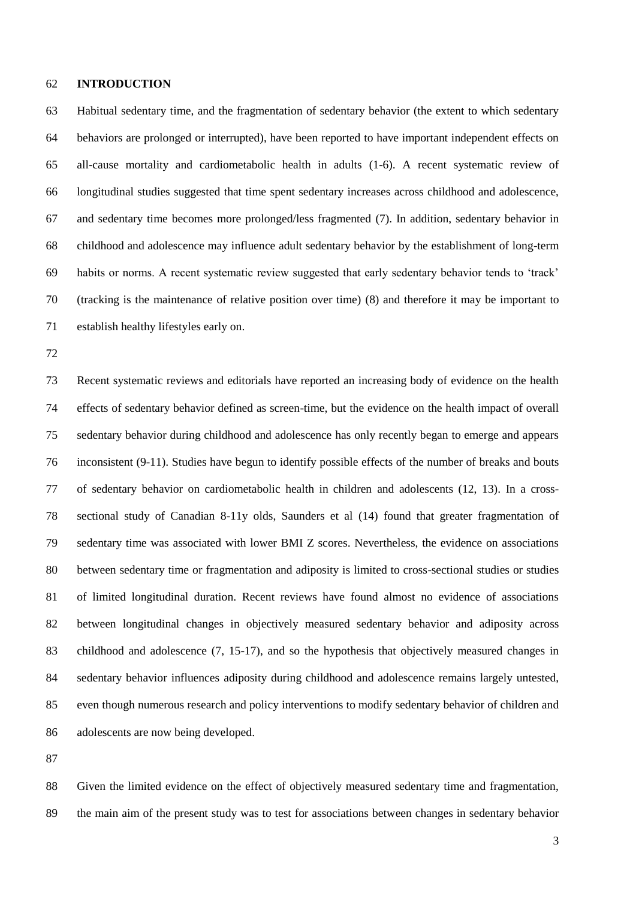## INTRODUCTION

Habitual sedentary time, and the fragmentation of sedentary behavior (the extent to which sedentary behaviors are prolonged or interrupted), have been reported to have important independent effects on all-cause mortality and cardiometabolic health in adults (1-6). A recent systematic review of longitudinal studies suggested that time spent sedentary increases across childhood and adolescence, and sedentary time becomes more prolonged/less fragmented (7). In addition, sedentary behavior in childhood and adolescence may influence adult sedentary behavior by the establishment of long-term habits or norms. A recent systematic review suggested that early sedentary behavior tends to 'track' (tracking is the maintenance of relative position over time) (8) and therefore it may be important to establish healthy lifestyles early on.

Recent systematic reviews and editorials have reported an increasing body of evidence on the health effects of sedentary behavior defined as screen-time, but the evidence on the health impact of overall sedentary behavior during childhood and adolescence has only recently began to emerge and appears inconsistent (9-11). Studies have begun to identify possible effects of the number of breaks and bouts of sedentary behavior on cardiometabolic health in children and adolescents (12, 13). In a cross-sectional study of Canadian 8-11y olds, Saunders et al (14) found that greater fragmentation of sedentary time was associated with lower BMI Z scores. Nevertheless, the evidence on associations between sedentary time or fragmentation and adiposity is limited to cross-sectional studies or studies of limited longitudinal duration. Recent reviews have found almost no evidence of associations between longitudinal changes in objectively measured sedentary behavior and adiposity across childhood and adolescence (7, 15-17), and so the hypothesis that objectively measured changes in sedentary behavior influences adiposity during childhood and adolescence remains largely untested, even though numerous research and policy interventions to modify sedentary behavior of children and adolescents are now being developed.

Given the limited evidence on the effect of objectively measured sedentary time and fragmentation, the main aim of the present study was to test for associations between changes in sedentary behavior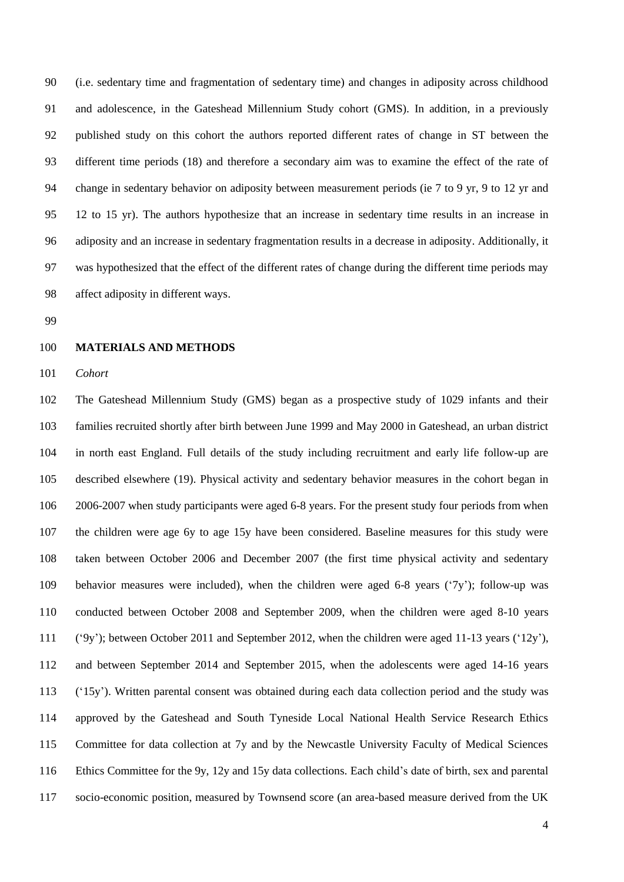(i.e. sedentary time and fragmentation of sedentary time) and changes in adiposity across childhood and adolescence, in the Gateshead Millennium Study cohort (GMS). In addition, in a previously published study on this cohort the authors reported different rates of change in ST between the different time periods (18) and therefore a secondary aim was to examine the effect of the rate of change in sedentary behavior on adiposity between measurement periods (ie 7 to 9 yr, 9 to 12 yr and 12 to 15 yr). The authors hypothesize that an increase in sedentary time results in an increase in adiposity and an increase in sedentary fragmentation results in a decrease in adiposity. Additionally, it was hypothesized that the effect of the different rates of change during the different time periods may affect adiposity in different ways.

## MATERIALS AND METHODS

*Cohort*

The Gateshead Millennium Study (GMS) began as a prospective study of 1029 infants and their families recruited shortly after birth between June 1999 and May 2000 in Gateshead, an urban district in north east England. Full details of the study including recruitment and early life follow-up are described elsewhere (19). Physical activity and sedentary behavior measures in the cohort began in 2006-2007 when study participants were aged 6-8 years. For the present study four periods from when the children were age 6y to age 15y have been considered. Baseline measures for this study were taken between October 2006 and December 2007 (the first time physical activity and sedentary behavior measures were included), when the children were aged 6-8 years ('7y'); follow-up was conducted between October 2008 and September 2009, when the children were aged 8-10 years ('9y'); between October 2011 and September 2012, when the children were aged 11-13 years ('12y'), and between September 2014 and September 2015, when the adolescents were aged 14-16 years ('15y'). Written parental consent was obtained during each data collection period and the study was approved by the Gateshead and South Tyneside Local National Health Service Research Ethics Committee for data collection at 7y and by the Newcastle University Faculty of Medical Sciences Ethics Committee for the 9y, 12y and 15y data collections. Each child's date of birth, sex and parental socio-economic position, measured by Townsend score (an area-based measure derived from the UK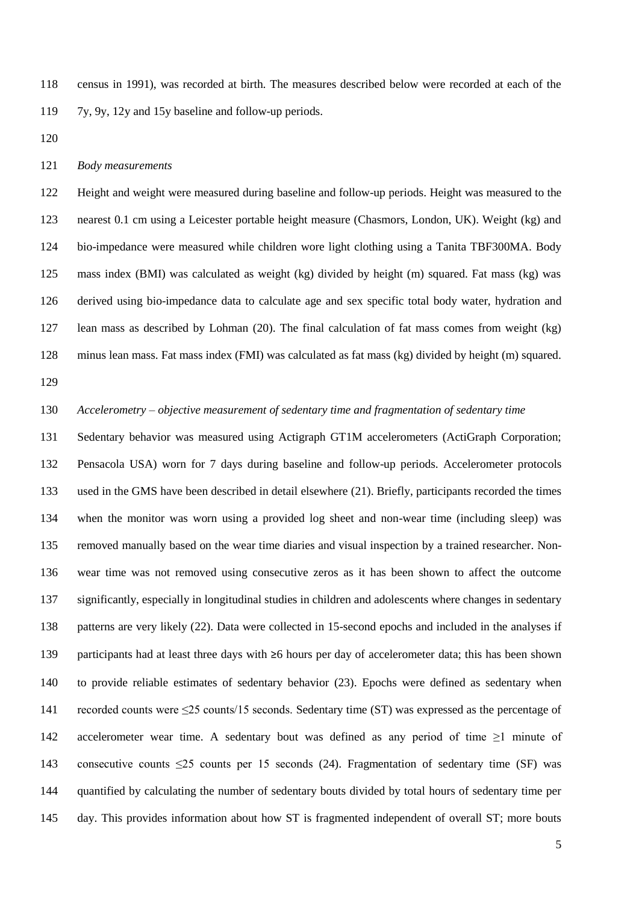census in 1991), was recorded at birth. The measures described below were recorded at each of the 7y, 9y, 12y and 15y baseline and follow-up periods.

*Body measurements*

Height and weight were measured during baseline and follow-up periods. Height was measured to the nearest 0.1 cm using a Leicester portable height measure (Chasmors, London, UK). Weight (kg) and bio-impedance were measured while children wore light clothing using a Tanita TBF300MA. Body mass index (BMI) was calculated as weight (kg) divided by height (m) squared. Fat mass (kg) was derived using bio-impedance data to calculate age and sex specific total body water, hydration and lean mass as described by Lohman (20). The final calculation of fat mass comes from weight (kg) minus lean mass. Fat mass index (FMI) was calculated as fat mass (kg) divided by height (m) squared.

*Accelerometry – objective measurement of sedentary time and fragmentation of sedentary time*

Sedentary behavior was measured using Actigraph GT1M accelerometers (ActiGraph Corporation; Pensacola USA) worn for 7 days during baseline and follow-up periods. Accelerometer protocols used in the GMS have been described in detail elsewhere (21). Briefly, participants recorded the times when the monitor was worn using a provided log sheet and non-wear time (including sleep) was removed manually based on the wear time diaries and visual inspection by a trained researcher. Non-wear time was not removed using consecutive zeros as it has been shown to affect the outcome significantly, especially in longitudinal studies in children and adolescents where changes in sedentary patterns are very likely (22). Data were collected in 15-second epochs and included in the analyses if participants had at least three days with ≥6 hours per day of accelerometer data; this has been shown to provide reliable estimates of sedentary behavior (23). Epochs were defined as sedentary when recorded counts were ≤25 counts/15 seconds. Sedentary time (ST) was expressed as the percentage of accelerometer wear time. A sedentary bout was defined as any period of time ≥1 minute of consecutive counts ≤25 counts per 15 seconds (24). Fragmentation of sedentary time (SF) was quantified by calculating the number of sedentary bouts divided by total hours of sedentary time per day. This provides information about how ST is fragmented independent of overall ST; more bouts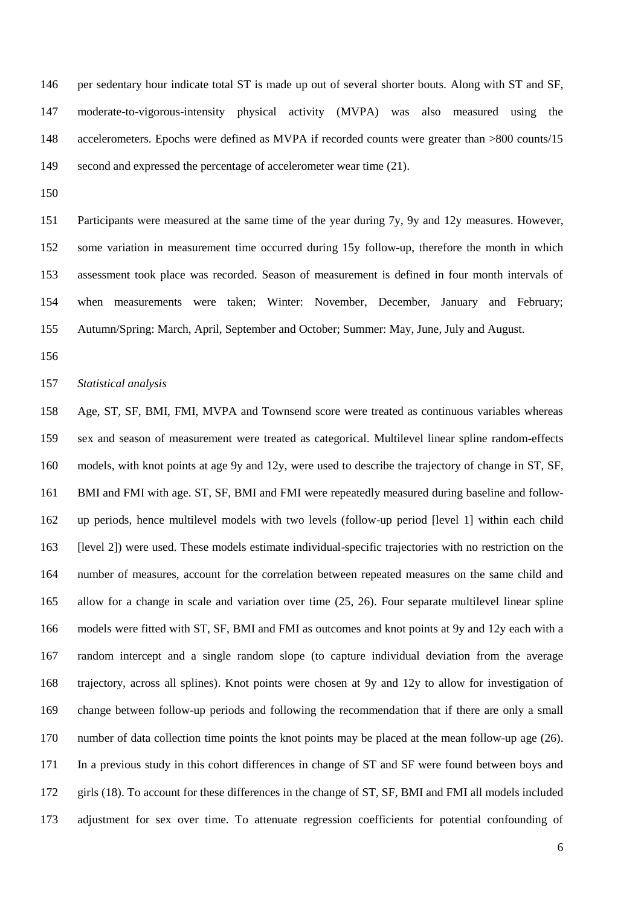per sedentary hour indicate total ST is made up out of several shorter bouts. Along with ST and SF, moderate-to-vigorous-intensity physical activity (MVPA) was also measured using the accelerometers. Epochs were defined as MVPA if recorded counts were greater than >800 counts/15 second and expressed the percentage of accelerometer wear time (21).

Participants were measured at the same time of the year during 7y, 9y and 12y measures. However, some variation in measurement time occurred during 15y follow-up, therefore the month in which assessment took place was recorded. Season of measurement is defined in four month intervals of when measurements were taken; Winter: November, December, January and February; Autumn/Spring: March, April, September and October; Summer: May, June, July and August.

*Statistical analysis*

Age, ST, SF, BMI, FMI, MVPA and Townsend score were treated as continuous variables whereas sex and season of measurement were treated as categorical. Multilevel linear spline random-effects models, with knot points at age 9y and 12y, were used to describe the trajectory of change in ST, SF, BMI and FMI with age. ST, SF, BMI and FMI were repeatedly measured during baseline and follow-up periods, hence multilevel models with two levels (follow-up period [level 1] within each child [level 2]) were used. These models estimate individual-specific trajectories with no restriction on the number of measures, account for the correlation between repeated measures on the same child and allow for a change in scale and variation over time (25, 26). Four separate multilevel linear spline models were fitted with ST, SF, BMI and FMI as outcomes and knot points at 9y and 12y each with a random intercept and a single random slope (to capture individual deviation from the average trajectory, across all splines). Knot points were chosen at 9y and 12y to allow for investigation of change between follow-up periods and following the recommendation that if there are only a small number of data collection time points the knot points may be placed at the mean follow-up age (26). In a previous study in this cohort differences in change of ST and SF were found between boys and girls (18). To account for these differences in the change of ST, SF, BMI and FMI all models included adjustment for sex over time. To attenuate regression coefficients for potential confounding of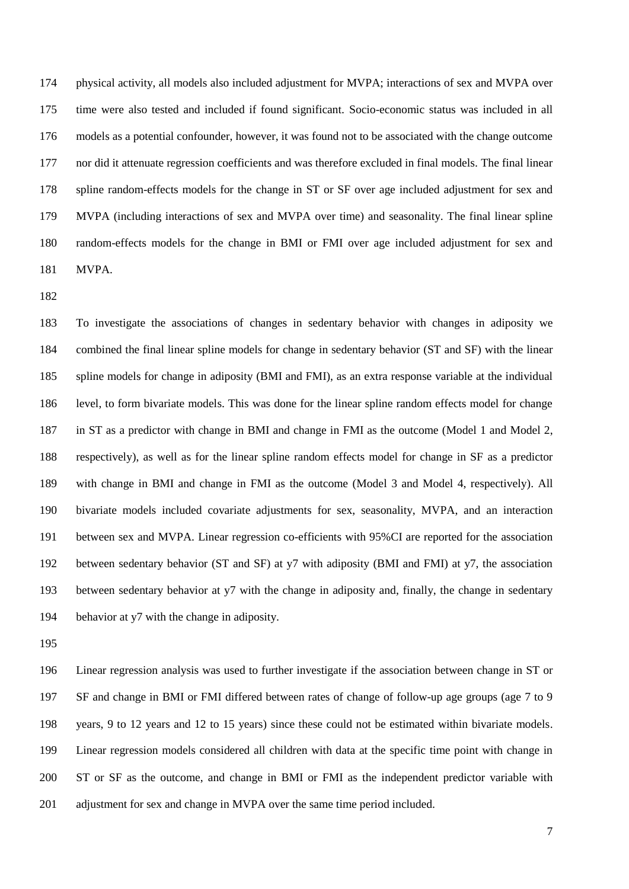physical activity, all models also included adjustment for MVPA; interactions of sex and MVPA over time were also tested and included if found significant. Socio-economic status was included in all models as a potential confounder, however, it was found not to be associated with the change outcome nor did it attenuate regression coefficients and was therefore excluded in final models. The final linear spline random-effects models for the change in ST or SF over age included adjustment for sex and MVPA (including interactions of sex and MVPA over time) and seasonality. The final linear spline random-effects models for the change in BMI or FMI over age included adjustment for sex and MVPA.

To investigate the associations of changes in sedentary behavior with changes in adiposity we combined the final linear spline models for change in sedentary behavior (ST and SF) with the linear spline models for change in adiposity (BMI and FMI), as an extra response variable at the individual level, to form bivariate models. This was done for the linear spline random effects model for change in ST as a predictor with change in BMI and change in FMI as the outcome (Model 1 and Model 2, respectively), as well as for the linear spline random effects model for change in SF as a predictor with change in BMI and change in FMI as the outcome (Model 3 and Model 4, respectively). All bivariate models included covariate adjustments for sex, seasonality, MVPA, and an interaction between sex and MVPA. Linear regression co-efficients with 95%CI are reported for the association between sedentary behavior (ST and SF) at y7 with adiposity (BMI and FMI) at y7, the association between sedentary behavior at y7 with the change in adiposity and, finally, the change in sedentary behavior at y7 with the change in adiposity.

Linear regression analysis was used to further investigate if the association between change in ST or SF and change in BMI or FMI differed between rates of change of follow-up age groups (age 7 to 9 years, 9 to 12 years and 12 to 15 years) since these could not be estimated within bivariate models. Linear regression models considered all children with data at the specific time point with change in ST or SF as the outcome, and change in BMI or FMI as the independent predictor variable with adjustment for sex and change in MVPA over the same time period included.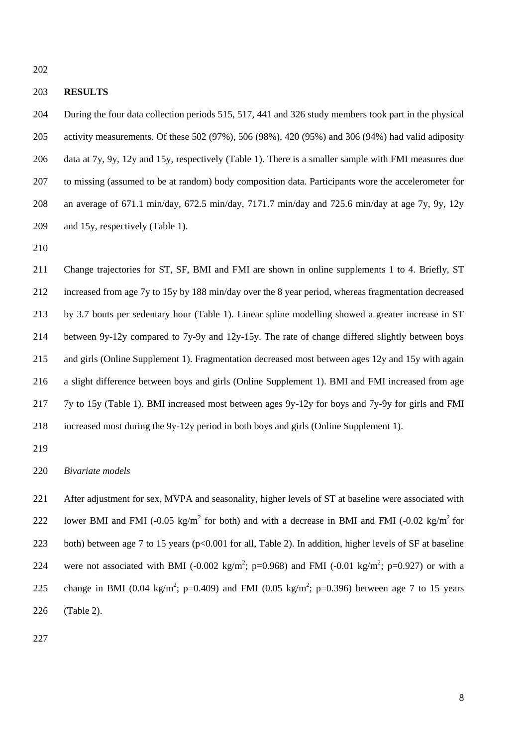## RESULTS

During the four data collection periods 515, 517, 441 and 326 study members took part in the physical activity measurements. Of these 502 (97%), 506 (98%), 420 (95%) and 306 (94%) had valid adiposity data at 7y, 9y, 12y and 15y, respectively (Table 1). There is a smaller sample with FMI measures due to missing (assumed to be at random) body composition data. Participants wore the accelerometer for an average of 671.1 min/day, 672.5 min/day, 7171.7 min/day and 725.6 min/day at age 7y, 9y, 12y and 15y, respectively (Table 1).

Change trajectories for ST, SF, BMI and FMI are shown in online supplements 1 to 4. Briefly, ST increased from age 7y to 15y by 188 min/day over the 8 year period, whereas fragmentation decreased by 3.7 bouts per sedentary hour (Table 1). Linear spline modelling showed a greater increase in ST between 9y-12y compared to 7y-9y and 12y-15y. The rate of change differed slightly between boys and girls (Online Supplement 1). Fragmentation decreased most between ages 12y and 15y with again a slight difference between boys and girls (Online Supplement 1). BMI and FMI increased from age 7y to 15y (Table 1). BMI increased most between ages 9y-12y for boys and 7y-9y for girls and FMI increased most during the 9y-12y period in both boys and girls (Online Supplement 1).

*Bivariate models*

After adjustment for sex, MVPA and seasonality, higher levels of ST at baseline were associated with lower BMI and FMI (-0.05 kg/m$^2$ for both) and with a decrease in BMI and FMI (-0.02 kg/m$^2$ for both) between age 7 to 15 years ($p<0.001$ for all, Table 2). In addition, higher levels of SF at baseline were not associated with BMI (-0.002 kg/m$^2$; $p=0.968$) and FMI (-0.01 kg/m$^2$; $p=0.927$) or with a change in BMI (0.04 kg/m$^2$; $p=0.409$) and FMI (0.05 kg/m$^2$; $p=0.396$) between age 7 to 15 years (Table 2).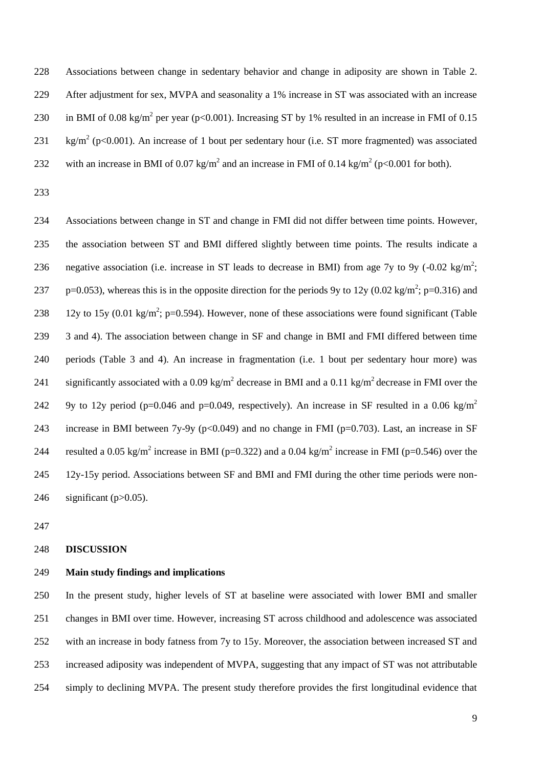Associations between change in sedentary behavior and change in adiposity are shown in Table 2. After adjustment for sex, MVPA and seasonality a 1% increase in ST was associated with an increase in BMI of 0.08 kg/m$^2$ per year ($p<0.001$). Increasing ST by 1% resulted in an increase in FMI of 0.15 kg/m$^2$ ($p<0.001$). An increase of 1 bout per sedentary hour (i.e. ST more fragmented) was associated with an increase in BMI of 0.07 kg/m$^2$ and an increase in FMI of 0.14 kg/m$^2$ ($p<0.001$ for both).

Associations between change in ST and change in FMI did not differ between time points. However, the association between ST and BMI differed slightly between time points. The results indicate a negative association (i.e. increase in ST leads to decrease in BMI) from age 7y to 9y (-0.02 kg/m$^2$; $p=0.053$), whereas this is in the opposite direction for the periods 9y to 12y (0.02 kg/m$^2$; $p=0.316$) and 12y to 15y (0.01 kg/m$^2$; $p=0.594$). However, none of these associations were found significant (Table 3 and 4). The association between change in SF and change in BMI and FMI differed between time periods (Table 3 and 4). An increase in fragmentation (i.e. 1 bout per sedentary hour more) was significantly associated with a 0.09 kg/m$^2$ decrease in BMI and a 0.11 kg/m$^2$ decrease in FMI over the 9y to 12y period ($p=0.046$ and $p=0.049$, respectively). An increase in SF resulted in a 0.06 kg/m$^2$ increase in BMI between 7y-9y ($p<0.049$) and no change in FMI ($p=0.703$). Last, an increase in SF resulted a 0.05 kg/m$^2$ increase in BMI ($p=0.322$) and a 0.04 kg/m$^2$ increase in FMI ($p=0.546$) over the 12y-15y period. Associations between SF and BMI and FMI during the other time periods were non-significant ($p>0.05$).

## DISCUSSION

### Main study findings and implications

In the present study, higher levels of ST at baseline were associated with lower BMI and smaller changes in BMI over time. However, increasing ST across childhood and adolescence was associated with an increase in body fatness from 7y to 15y. Moreover, the association between increased ST and increased adiposity was independent of MVPA, suggesting that any impact of ST was not attributable simply to declining MVPA. The present study therefore provides the first longitudinal evidence that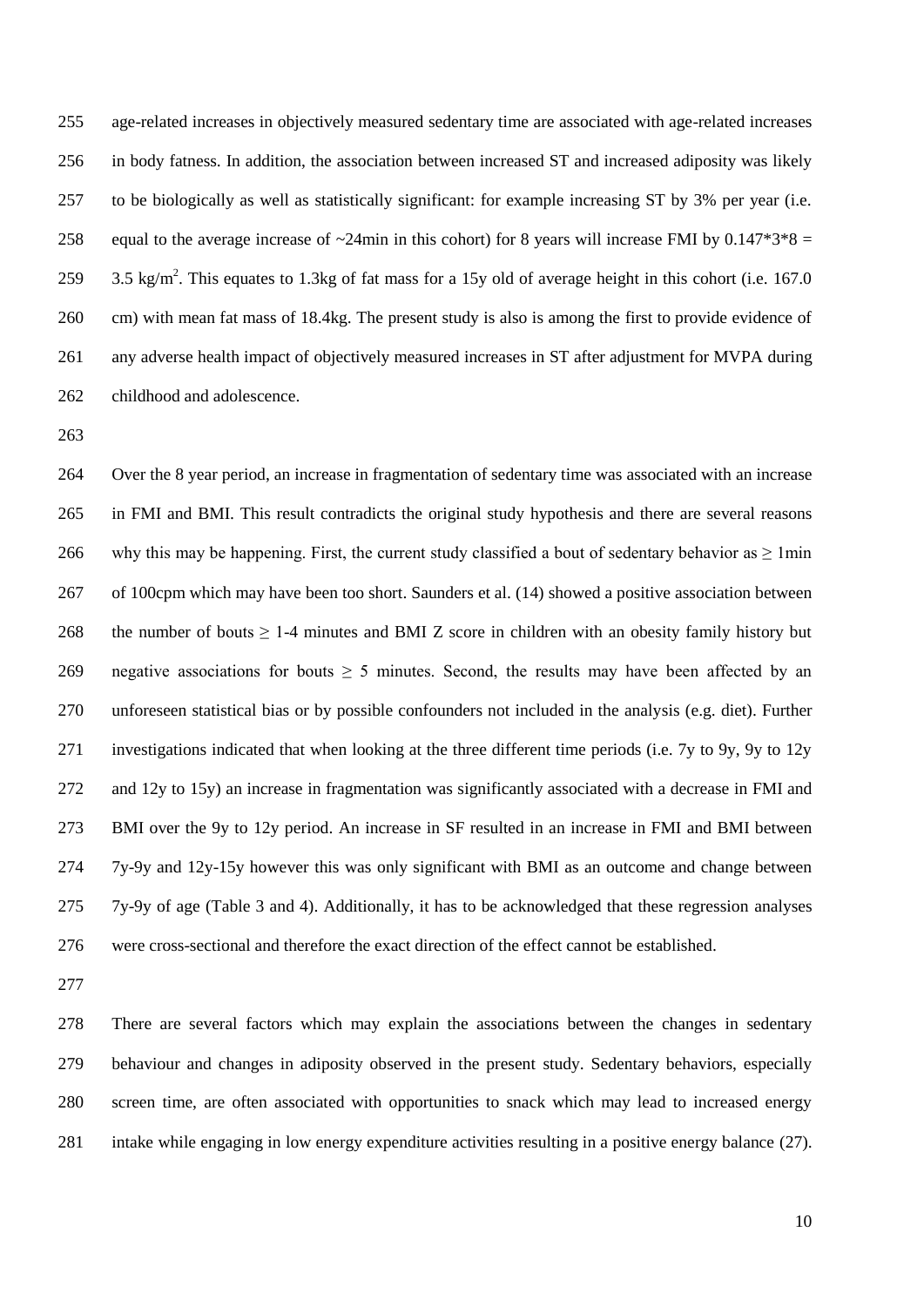age-related increases in objectively measured sedentary time are associated with age-related increases in body fatness. In addition, the association between increased ST and increased adiposity was likely to be biologically as well as statistically significant: for example increasing ST by 3% per year (i.e. equal to the average increase of ~24min in this cohort) for 8 years will increase FMI by $0.147*3*8 = 3.5$ kg/m$^2$. This equates to 1.3kg of fat mass for a 15y old of average height in this cohort (i.e. 167.0 cm) with mean fat mass of 18.4kg. The present study is also is among the first to provide evidence of any adverse health impact of objectively measured increases in ST after adjustment for MVPA during childhood and adolescence.

Over the 8 year period, an increase in fragmentation of sedentary time was associated with an increase in FMI and BMI. This result contradicts the original study hypothesis and there are several reasons why this may be happening. First, the current study classified a bout of sedentary behavior as $\geq$ 1min of 100cpm which may have been too short. Saunders et al. (14) showed a positive association between the number of bouts $\geq$ 1-4 minutes and BMI Z score in children with an obesity family history but negative associations for bouts $\geq$ 5 minutes. Second, the results may have been affected by an unforeseen statistical bias or by possible confounders not included in the analysis (e.g. diet). Further investigations indicated that when looking at the three different time periods (i.e. 7y to 9y, 9y to 12y and 12y to 15y) an increase in fragmentation was significantly associated with a decrease in FMI and BMI over the 9y to 12y period. An increase in SF resulted in an increase in FMI and BMI between 7y-9y and 12y-15y however this was only significant with BMI as an outcome and change between 7y-9y of age (Table 3 and 4). Additionally, it has to be acknowledged that these regression analyses were cross-sectional and therefore the exact direction of the effect cannot be established.

There are several factors which may explain the associations between the changes in sedentary behaviour and changes in adiposity observed in the present study. Sedentary behaviors, especially screen time, are often associated with opportunities to snack which may lead to increased energy intake while engaging in low energy expenditure activities resulting in a positive energy balance (27).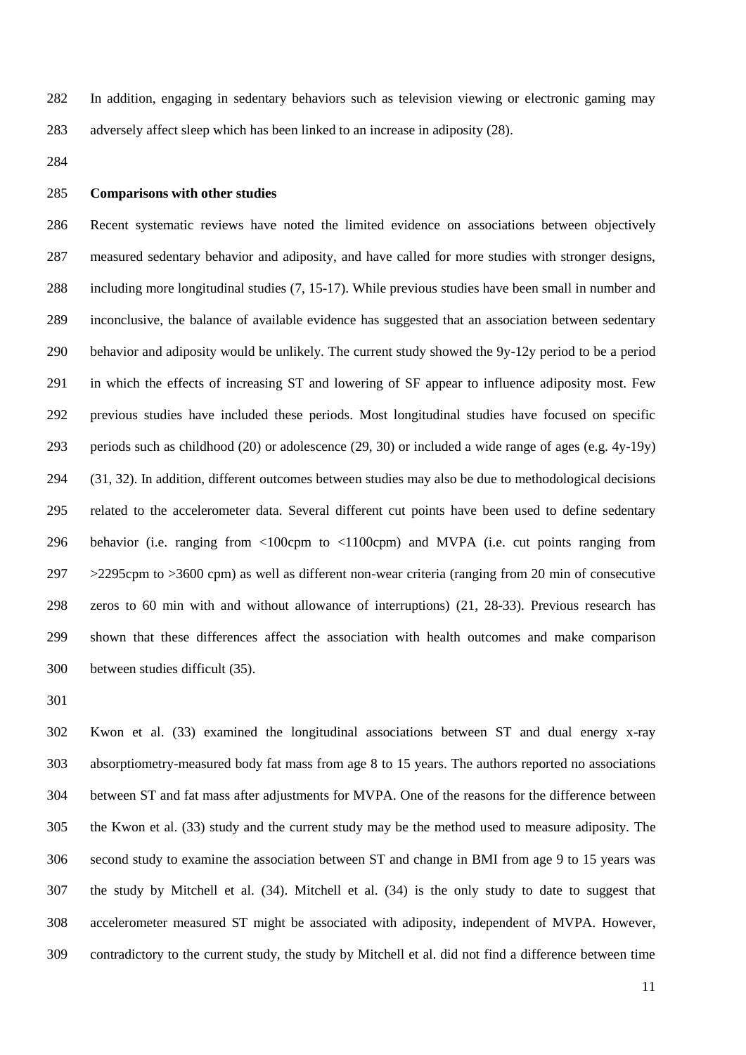In addition, engaging in sedentary behaviors such as television viewing or electronic gaming may adversely affect sleep which has been linked to an increase in adiposity (28).

**Comparisons with other studies**

Recent systematic reviews have noted the limited evidence on associations between objectively measured sedentary behavior and adiposity, and have called for more studies with stronger designs, including more longitudinal studies (7, 15-17). While previous studies have been small in number and inconclusive, the balance of available evidence has suggested that an association between sedentary behavior and adiposity would be unlikely. The current study showed the 9y-12y period to be a period in which the effects of increasing ST and lowering of SF appear to influence adiposity most. Few previous studies have included these periods. Most longitudinal studies have focused on specific periods such as childhood (20) or adolescence (29, 30) or included a wide range of ages (e.g. 4y-19y) (31, 32). In addition, different outcomes between studies may also be due to methodological decisions related to the accelerometer data. Several different cut points have been used to define sedentary behavior (i.e. ranging from <100cpm to <1100cpm) and MVPA (i.e. cut points ranging from >2295cpm to >3600 cpm) as well as different non-wear criteria (ranging from 20 min of consecutive zeros to 60 min with and without allowance of interruptions) (21, 28-33). Previous research has shown that these differences affect the association with health outcomes and make comparison between studies difficult (35).

Kwon et al. (33) examined the longitudinal associations between ST and dual energy x-ray absorptiometry-measured body fat mass from age 8 to 15 years. The authors reported no associations between ST and fat mass after adjustments for MVPA. One of the reasons for the difference between the Kwon et al. (33) study and the current study may be the method used to measure adiposity. The second study to examine the association between ST and change in BMI from age 9 to 15 years was the study by Mitchell et al. (34). Mitchell et al. (34) is the only study to date to suggest that accelerometer measured ST might be associated with adiposity, independent of MVPA. However, contradictory to the current study, the study by Mitchell et al. did not find a difference between time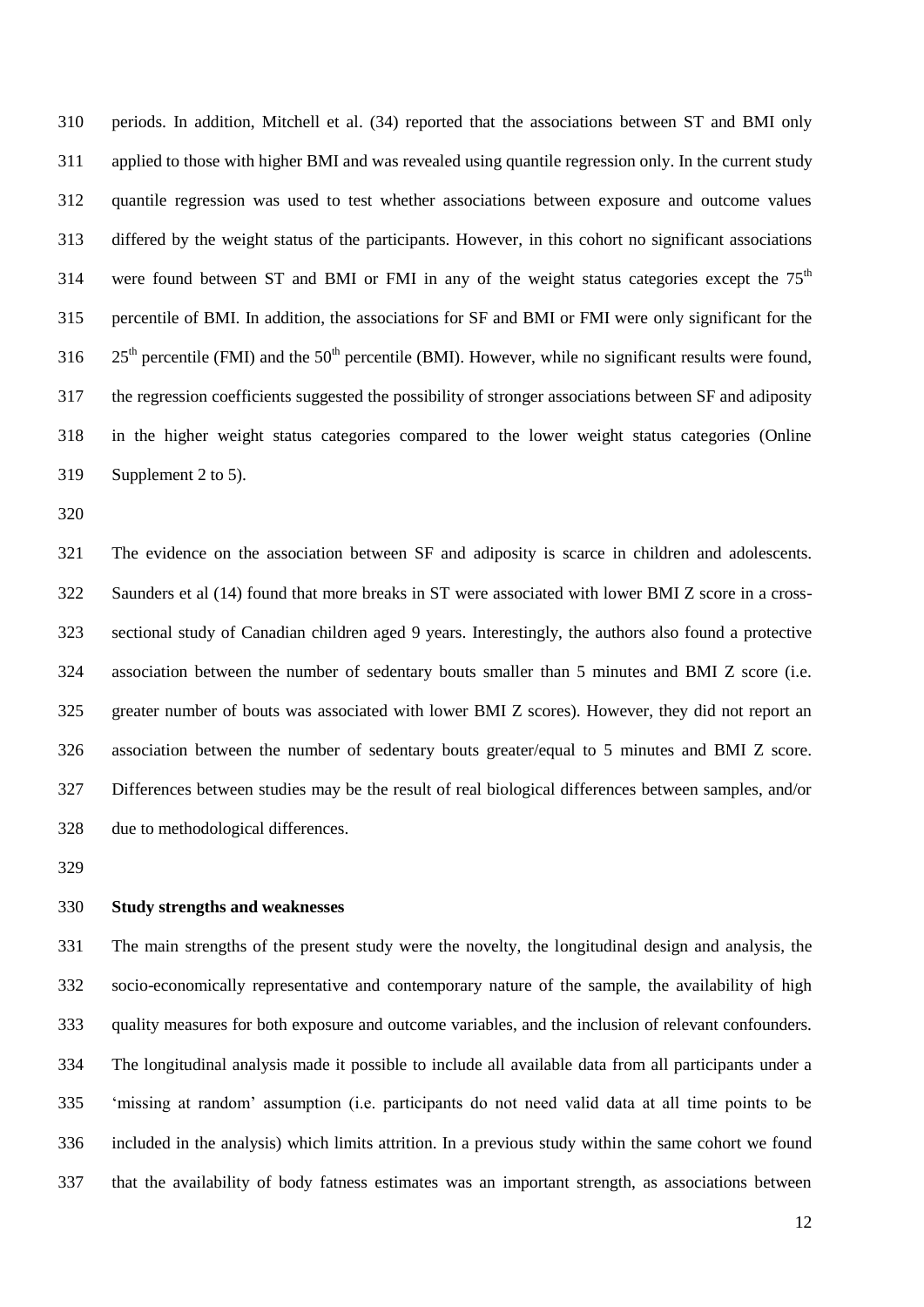periods. In addition, Mitchell et al. (34) reported that the associations between ST and BMI only applied to those with higher BMI and was revealed using quantile regression only. In the current study quantile regression was used to test whether associations between exposure and outcome values differed by the weight status of the participants. However, in this cohort no significant associations were found between ST and BMI or FMI in any of the weight status categories except the 75$^{th}$ percentile of BMI. In addition, the associations for SF and BMI or FMI were only significant for the 25$^{th}$ percentile (FMI) and the 50$^{th}$ percentile (BMI). However, while no significant results were found, the regression coefficients suggested the possibility of stronger associations between SF and adiposity in the higher weight status categories compared to the lower weight status categories (Online Supplement 2 to 5).

The evidence on the association between SF and adiposity is scarce in children and adolescents. Saunders et al (14) found that more breaks in ST were associated with lower BMI Z score in a cross-sectional study of Canadian children aged 9 years. Interestingly, the authors also found a protective association between the number of sedentary bouts smaller than 5 minutes and BMI Z score (i.e. greater number of bouts was associated with lower BMI Z scores). However, they did not report an association between the number of sedentary bouts greater/equal to 5 minutes and BMI Z score. Differences between studies may be the result of real biological differences between samples, and/or due to methodological differences.

**Study strengths and weaknesses**

The main strengths of the present study were the novelty, the longitudinal design and analysis, the socio-economically representative and contemporary nature of the sample, the availability of high quality measures for both exposure and outcome variables, and the inclusion of relevant confounders. The longitudinal analysis made it possible to include all available data from all participants under a 'missing at random' assumption (i.e. participants do not need valid data at all time points to be included in the analysis) which limits attrition. In a previous study within the same cohort we found that the availability of body fatness estimates was an important strength, as associations between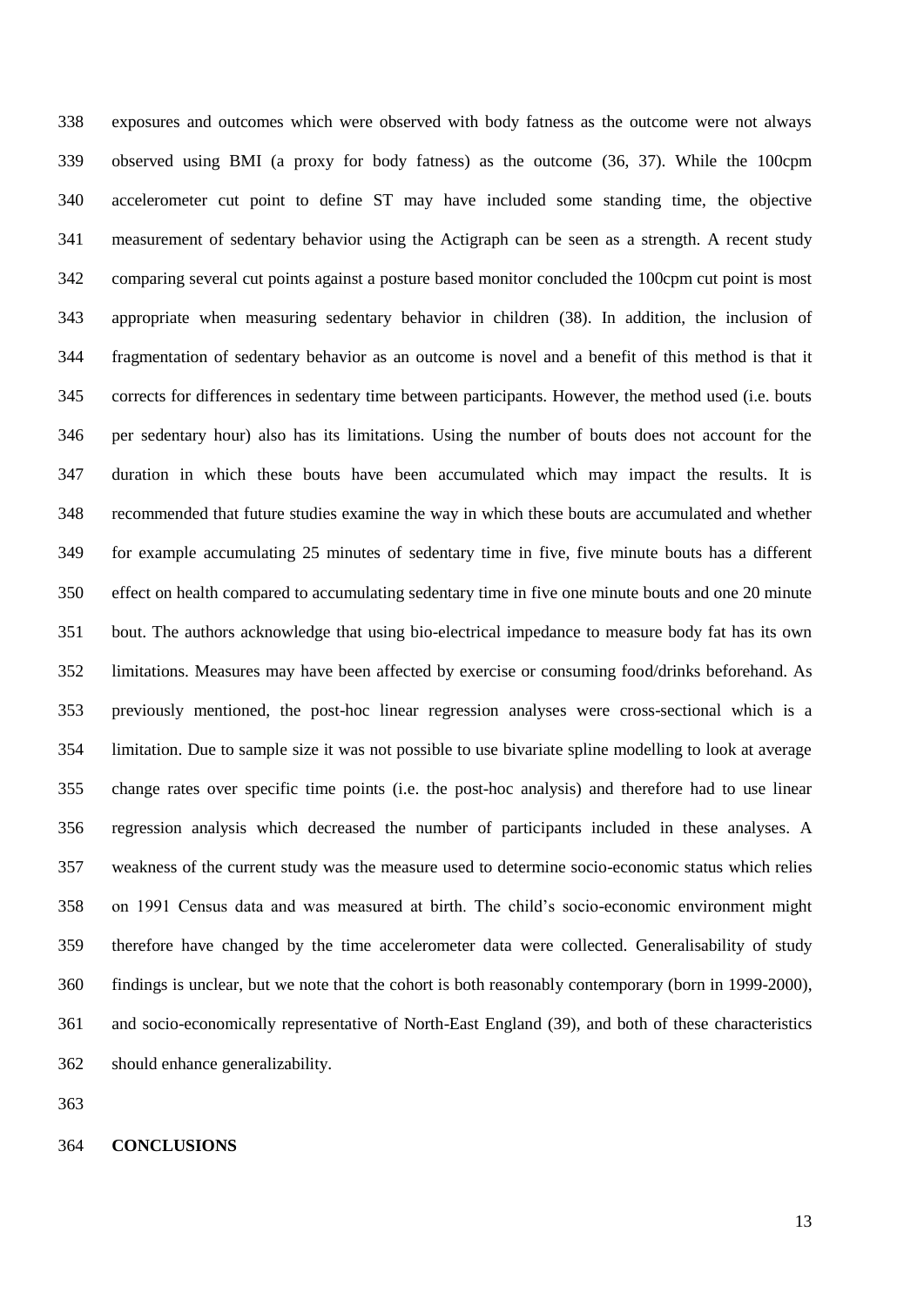exposures and outcomes which were observed with body fatness as the outcome were not always observed using BMI (a proxy for body fatness) as the outcome (36, 37). While the 100cpm accelerometer cut point to define ST may have included some standing time, the objective measurement of sedentary behavior using the Actigraph can be seen as a strength. A recent study comparing several cut points against a posture based monitor concluded the 100cpm cut point is most appropriate when measuring sedentary behavior in children (38). In addition, the inclusion of fragmentation of sedentary behavior as an outcome is novel and a benefit of this method is that it corrects for differences in sedentary time between participants. However, the method used (i.e. bouts per sedentary hour) also has its limitations. Using the number of bouts does not account for the duration in which these bouts have been accumulated which may impact the results. It is recommended that future studies examine the way in which these bouts are accumulated and whether for example accumulating 25 minutes of sedentary time in five, five minute bouts has a different effect on health compared to accumulating sedentary time in five one minute bouts and one 20 minute bout. The authors acknowledge that using bio-electrical impedance to measure body fat has its own limitations. Measures may have been affected by exercise or consuming food/drinks beforehand. As previously mentioned, the post-hoc linear regression analyses were cross-sectional which is a limitation. Due to sample size it was not possible to use bivariate spline modelling to look at average change rates over specific time points (i.e. the post-hoc analysis) and therefore had to use linear regression analysis which decreased the number of participants included in these analyses. A weakness of the current study was the measure used to determine socio-economic status which relies on 1991 Census data and was measured at birth. The child's socio-economic environment might therefore have changed by the time accelerometer data were collected. Generalisability of study findings is unclear, but we note that the cohort is both reasonably contemporary (born in 1999-2000), and socio-economically representative of North-East England (39), and both of these characteristics should enhance generalizability.

## CONCLUSIONS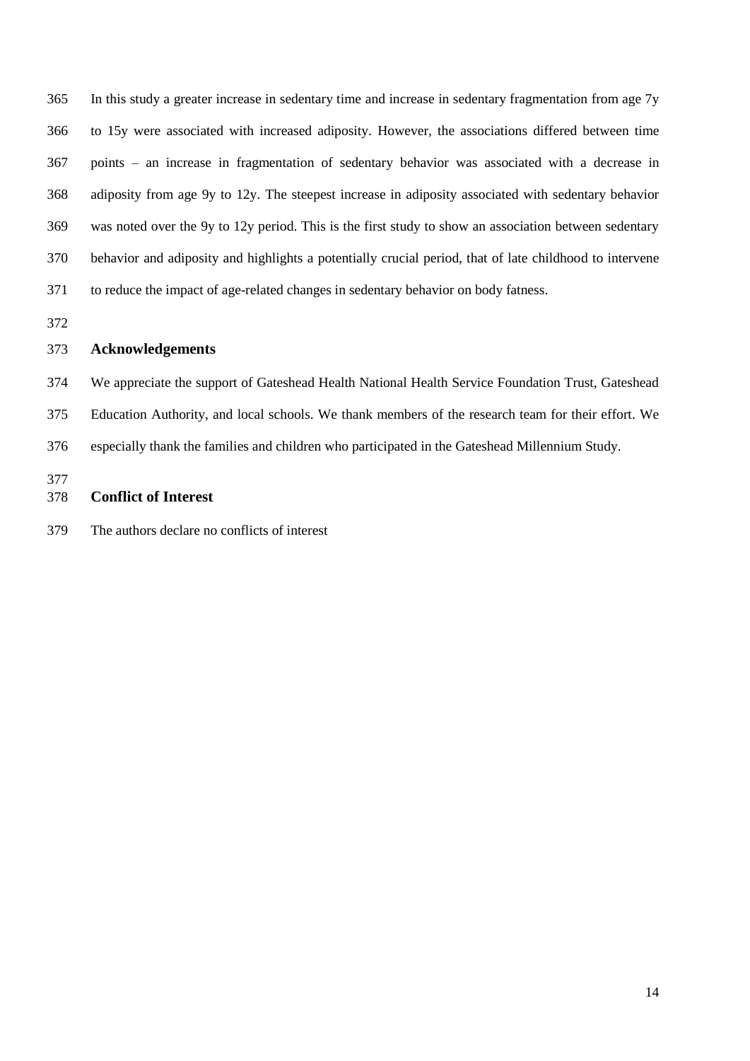In this study a greater increase in sedentary time and increase in sedentary fragmentation from age 7y to 15y were associated with increased adiposity. However, the associations differed between time points – an increase in fragmentation of sedentary behavior was associated with a decrease in adiposity from age 9y to 12y. The steepest increase in adiposity associated with sedentary behavior was noted over the 9y to 12y period. This is the first study to show an association between sedentary behavior and adiposity and highlights a potentially crucial period, that of late childhood to intervene to reduce the impact of age-related changes in sedentary behavior on body fatness.

## Acknowledgements

We appreciate the support of Gateshead Health National Health Service Foundation Trust, Gateshead Education Authority, and local schools. We thank members of the research team for their effort. We especially thank the families and children who participated in the Gateshead Millennium Study.

## Conflict of Interest

The authors declare no conflicts of interest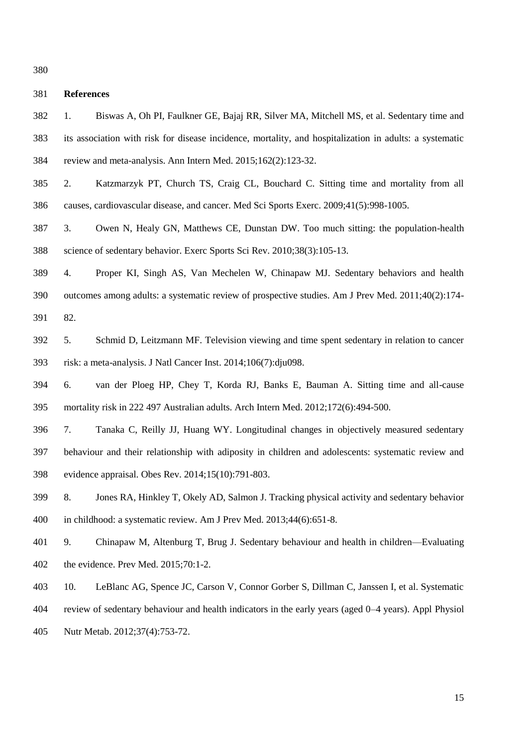## References

1. Biswas A, Oh PI, Faulkner GE, Bajaj RR, Silver MA, Mitchell MS, et al. Sedentary time and its association with risk for disease incidence, mortality, and hospitalization in adults: a systematic review and meta-analysis. Ann Intern Med. 2015;162(2):123-32.
2. Katzmarzyk PT, Church TS, Craig CL, Bouchard C. Sitting time and mortality from all causes, cardiovascular disease, and cancer. Med Sci Sports Exerc. 2009;41(5):998-1005.
3. Owen N, Healy GN, Matthews CE, Dunstan DW. Too much sitting: the population-health science of sedentary behavior. Exerc Sports Sci Rev. 2010;38(3):105-13.
4. Proper KI, Singh AS, Van Mechelen W, Chinapaw MJ. Sedentary behaviors and health outcomes among adults: a systematic review of prospective studies. Am J Prev Med. 2011;40(2):174-82.
5. Schmid D, Leitzmann MF. Television viewing and time spent sedentary in relation to cancer risk: a meta-analysis. J Natl Cancer Inst. 2014;106(7):dju098.
6. van der Ploeg HP, Chey T, Korda RJ, Banks E, Bauman A. Sitting time and all-cause mortality risk in 222 497 Australian adults. Arch Intern Med. 2012;172(6):494-500.
7. Tanaka C, Reilly JJ, Huang WY. Longitudinal changes in objectively measured sedentary behaviour and their relationship with adiposity in children and adolescents: systematic review and evidence appraisal. Obes Rev. 2014;15(10):791-803.
8. Jones RA, Hinkley T, Okely AD, Salmon J. Tracking physical activity and sedentary behavior in childhood: a systematic review. Am J Prev Med. 2013;44(6):651-8.
9. Chinapaw M, Altenburg T, Brug J. Sedentary behaviour and health in children—Evaluating the evidence. Prev Med. 2015;70:1-2.
10. LeBlanc AG, Spence JC, Carson V, Connor Gorber S, Dillman C, Janssen I, et al. Systematic review of sedentary behaviour and health indicators in the early years (aged 0–4 years). Appl Physiol Nutr Metab. 2012;37(4):753-72.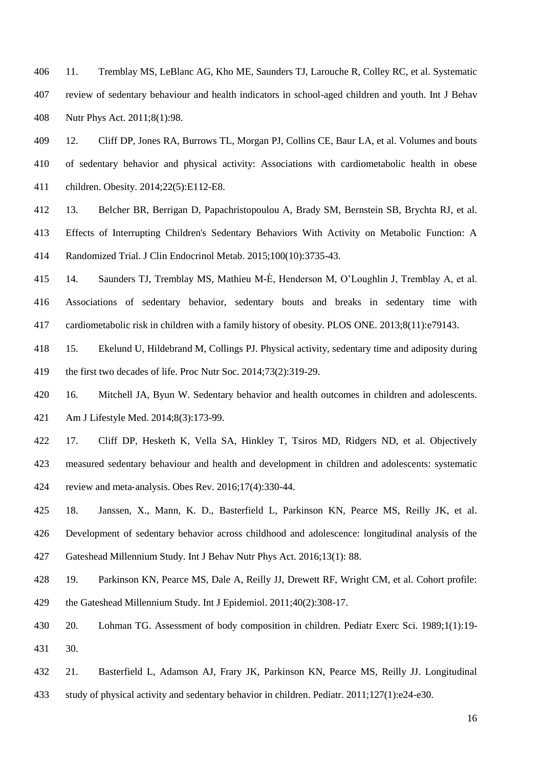11. Tremblay MS, LeBlanc AG, Kho ME, Saunders TJ, Larouche R, Colley RC, et al. Systematic review of sedentary behaviour and health indicators in school-aged children and youth. Int J Behav Nutr Phys Act. 2011;8(1):98.

12. Cliff DP, Jones RA, Burrows TL, Morgan PJ, Collins CE, Baur LA, et al. Volumes and bouts of sedentary behavior and physical activity: Associations with cardiometabolic health in obese children. Obesity. 2014;22(5):E112-E8.

13. Belcher BR, Berrigan D, Papachristopoulou A, Brady SM, Bernstein SB, Brychta RJ, et al. Effects of Interrupting Children's Sedentary Behaviors With Activity on Metabolic Function: A Randomized Trial. J Clin Endocrinol Metab. 2015;100(10):3735-43.

14. Saunders TJ, Tremblay MS, Mathieu M-È, Henderson M, O'Loughlin J, Tremblay A, et al. Associations of sedentary behavior, sedentary bouts and breaks in sedentary time with cardiometabolic risk in children with a family history of obesity. PLOS ONE. 2013;8(11):e79143.

15. Ekelund U, Hildebrand M, Collings PJ. Physical activity, sedentary time and adiposity during the first two decades of life. Proc Nutr Soc. 2014;73(2):319-29.

16. Mitchell JA, Byun W. Sedentary behavior and health outcomes in children and adolescents. Am J Lifestyle Med. 2014;8(3):173-99.

17. Cliff DP, Hesketh K, Vella SA, Hinkley T, Tsiros MD, Ridgers ND, et al. Objectively measured sedentary behaviour and health and development in children and adolescents: systematic review and meta-analysis. Obes Rev. 2016;17(4):330-44.

18. Janssen, X., Mann, K. D., Basterfield L, Parkinson KN, Pearce MS, Reilly JK, et al. Development of sedentary behavior across childhood and adolescence: longitudinal analysis of the Gateshead Millennium Study. Int J Behav Nutr Phys Act. 2016;13(1): 88.

19. Parkinson KN, Pearce MS, Dale A, Reilly JJ, Drewett RF, Wright CM, et al. Cohort profile: the Gateshead Millennium Study. Int J Epidemiol. 2011;40(2):308-17.

20. Lohman TG. Assessment of body composition in children. Pediatr Exerc Sci. 1989;1(1):19-30.

21. Basterfield L, Adamson AJ, Frary JK, Parkinson KN, Pearce MS, Reilly JJ. Longitudinal study of physical activity and sedentary behavior in children. Pediatr. 2011;127(1):e24-e30.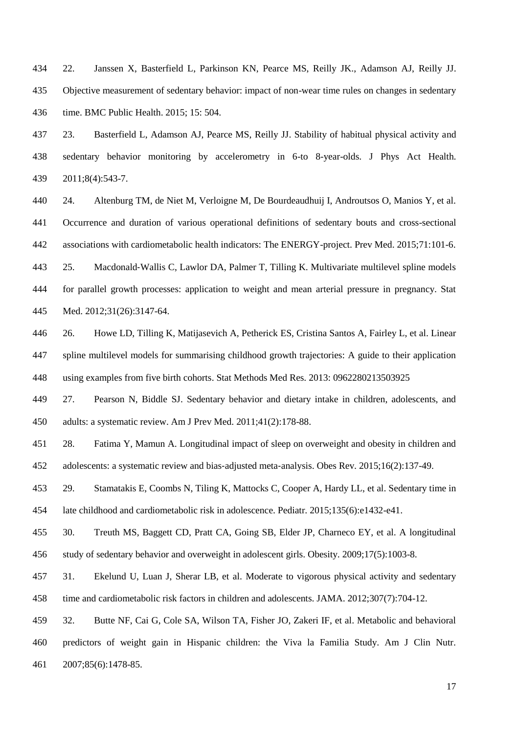22. Janssen X, Basterfield L, Parkinson KN, Pearce MS, Reilly JK., Adamson AJ, Reilly JJ. Objective measurement of sedentary behavior: impact of non-wear time rules on changes in sedentary time. BMC Public Health. 2015; 15: 504.

23. Basterfield L, Adamson AJ, Pearce MS, Reilly JJ. Stability of habitual physical activity and sedentary behavior monitoring by accelerometry in 6-to 8-year-olds. J Phys Act Health. 2011;8(4):543-7.

24. Altenburg TM, de Niet M, Verloigne M, De Bourdeaudhuij I, Androutsos O, Manios Y, et al. Occurrence and duration of various operational definitions of sedentary bouts and cross-sectional associations with cardiometabolic health indicators: The ENERGY-project. Prev Med. 2015;71:101-6.

25. Macdonald‐Wallis C, Lawlor DA, Palmer T, Tilling K. Multivariate multilevel spline models for parallel growth processes: application to weight and mean arterial pressure in pregnancy. Stat Med. 2012;31(26):3147-64.

26. Howe LD, Tilling K, Matijasevich A, Petherick ES, Cristina Santos A, Fairley L, et al. Linear spline multilevel models for summarising childhood growth trajectories: A guide to their application using examples from five birth cohorts. Stat Methods Med Res. 2013: 0962280213503925

27. Pearson N, Biddle SJ. Sedentary behavior and dietary intake in children, adolescents, and adults: a systematic review. Am J Prev Med. 2011;41(2):178-88.

28. Fatima Y, Mamun A. Longitudinal impact of sleep on overweight and obesity in children and adolescents: a systematic review and bias‐adjusted meta‐analysis. Obes Rev. 2015;16(2):137-49.

29. Stamatakis E, Coombs N, Tiling K, Mattocks C, Cooper A, Hardy LL, et al. Sedentary time in late childhood and cardiometabolic risk in adolescence. Pediatr. 2015;135(6):e1432-e41.

30. Treuth MS, Baggett CD, Pratt CA, Going SB, Elder JP, Charneco EY, et al. A longitudinal study of sedentary behavior and overweight in adolescent girls. Obesity. 2009;17(5):1003-8.

31. Ekelund U, Luan J, Sherar LB, et al. Moderate to vigorous physical activity and sedentary time and cardiometabolic risk factors in children and adolescents. JAMA. 2012;307(7):704-12.

32. Butte NF, Cai G, Cole SA, Wilson TA, Fisher JO, Zakeri IF, et al. Metabolic and behavioral predictors of weight gain in Hispanic children: the Viva la Familia Study. Am J Clin Nutr. 2007;85(6):1478-85.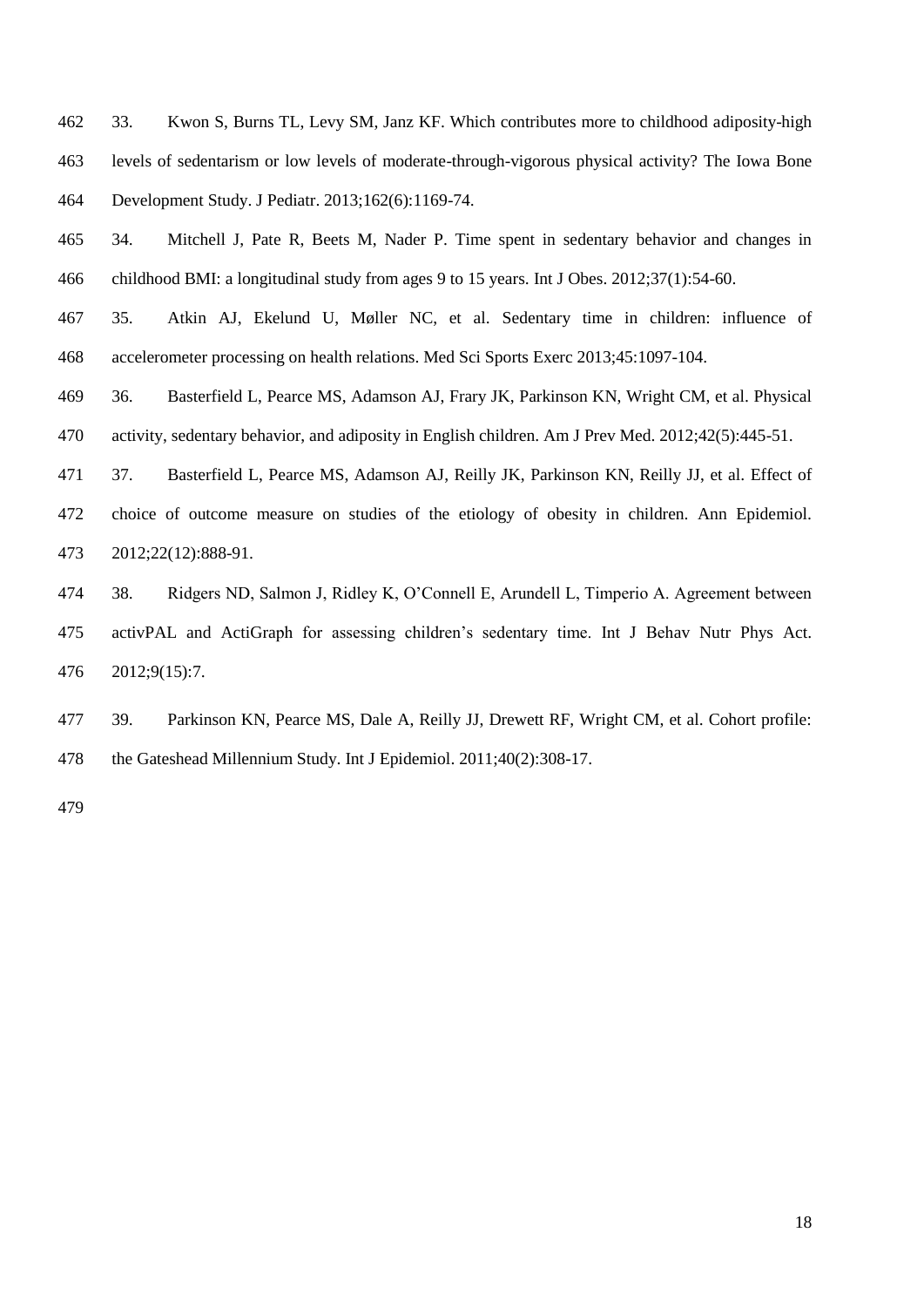33. Kwon S, Burns TL, Levy SM, Janz KF. Which contributes more to childhood adiposity-high levels of sedentarism or low levels of moderate-through-vigorous physical activity? The Iowa Bone Development Study. J Pediatr. 2013;162(6):1169-74.

34. Mitchell J, Pate R, Beets M, Nader P. Time spent in sedentary behavior and changes in childhood BMI: a longitudinal study from ages 9 to 15 years. Int J Obes. 2012;37(1):54-60.

35. Atkin AJ, Ekelund U, Møller NC, et al. Sedentary time in children: influence of accelerometer processing on health relations. Med Sci Sports Exerc 2013;45:1097-104.

36. Basterfield L, Pearce MS, Adamson AJ, Frary JK, Parkinson KN, Wright CM, et al. Physical activity, sedentary behavior, and adiposity in English children. Am J Prev Med. 2012;42(5):445-51.

37. Basterfield L, Pearce MS, Adamson AJ, Reilly JK, Parkinson KN, Reilly JJ, et al. Effect of choice of outcome measure on studies of the etiology of obesity in children. Ann Epidemiol. 2012;22(12):888-91.

38. Ridgers ND, Salmon J, Ridley K, O'Connell E, Arundell L, Timperio A. Agreement between activPAL and ActiGraph for assessing children's sedentary time. Int J Behav Nutr Phys Act. 2012;9(15):7.

39. Parkinson KN, Pearce MS, Dale A, Reilly JJ, Drewett RF, Wright CM, et al. Cohort profile: the Gateshead Millennium Study. Int J Epidemiol. 2011;40(2):308-17.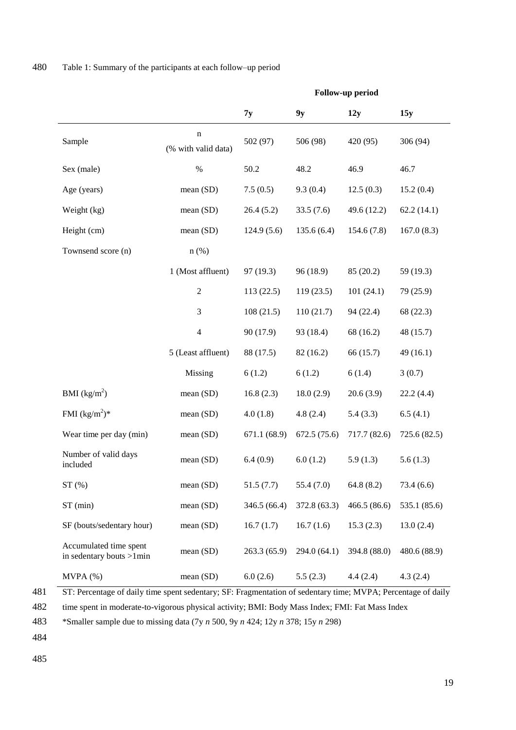Table 1: Summary of the participants at each follow–up period

| | | Follow-up period | | | |
|---|---|---|---|---|---|
| | | **7y** | **9y** | **12y** | **15y** |
| Sample | n (% with valid data) | 502 (97) | 506 (98) | 420 (95) | 306 (94) |
| Sex (male) | % | 50.2 | 48.2 | 46.9 | 46.7 |
| Age (years) | mean (SD) | 7.5 (0.5) | 9.3 (0.4) | 12.5 (0.3) | 15.2 (0.4) |
| Weight (kg) | mean (SD) | 26.4 (5.2) | 33.5 (7.6) | 49.6 (12.2) | 62.2 (14.1) |
| Height (cm) | mean (SD) | 124.9 (5.6) | 135.6 (6.4) | 154.6 (7.8) | 167.0 (8.3) |
| Townsend score (n) | n (%) | | | | |
| | 1 (Most affluent) | 97 (19.3) | 96 (18.9) | 85 (20.2) | 59 (19.3) |
| | 2 | 113 (22.5) | 119 (23.5) | 101 (24.1) | 79 (25.9) |
| | 3 | 108 (21.5) | 110 (21.7) | 94 (22.4) | 68 (22.3) |
| | 4 | 90 (17.9) | 93 (18.4) | 68 (16.2) | 48 (15.7) |
| | 5 (Least affluent) | 88 (17.5) | 82 (16.2) | 66 (15.7) | 49 (16.1) |
| | Missing | 6 (1.2) | 6 (1.2) | 6 (1.4) | 3 (0.7) |
| BMI ($kg/m^2$) | mean (SD) | 16.8 (2.3) | 18.0 (2.9) | 20.6 (3.9) | 22.2 (4.4) |
| FMI ($kg/m^2$)* | mean (SD) | 4.0 (1.8) | 4.8 (2.4) | 5.4 (3.3) | 6.5 (4.1) |
| Wear time per day (min) | mean (SD) | 671.1 (68.9) | 672.5 (75.6) | 717.7 (82.6) | 725.6 (82.5) |
| Number of valid days included | mean (SD) | 6.4 (0.9) | 6.0 (1.2) | 5.9 (1.3) | 5.6 (1.3) |
| ST (%) | mean (SD) | 51.5 (7.7) | 55.4 (7.0) | 64.8 (8.2) | 73.4 (6.6) |
| ST (min) | mean (SD) | 346.5 (66.4) | 372.8 (63.3) | 466.5 (86.6) | 535.1 (85.6) |
| SF (bouts/sedentary hour) | mean (SD) | 16.7 (1.7) | 16.7 (1.6) | 15.3 (2.3) | 13.0 (2.4) |
| Accumulated time spent in sedentary bouts >1min | mean (SD) | 263.3 (65.9) | 294.0 (64.1) | 394.8 (88.0) | 480.6 (88.9) |
| MVPA (%) | mean (SD) | 6.0 (2.6) | 5.5 (2.3) | 4.4 (2.4) | 4.3 (2.4) |

ST: Percentage of daily time spent sedentary; SF: Fragmentation of sedentary time; MVPA; Percentage of daily time spent in moderate-to-vigorous physical activity; BMI: Body Mass Index; FMI: Fat Mass Index

*Smaller sample due to missing data (7y *n* 500, 9y *n* 424; 12y *n* 378; 15y *n* 298)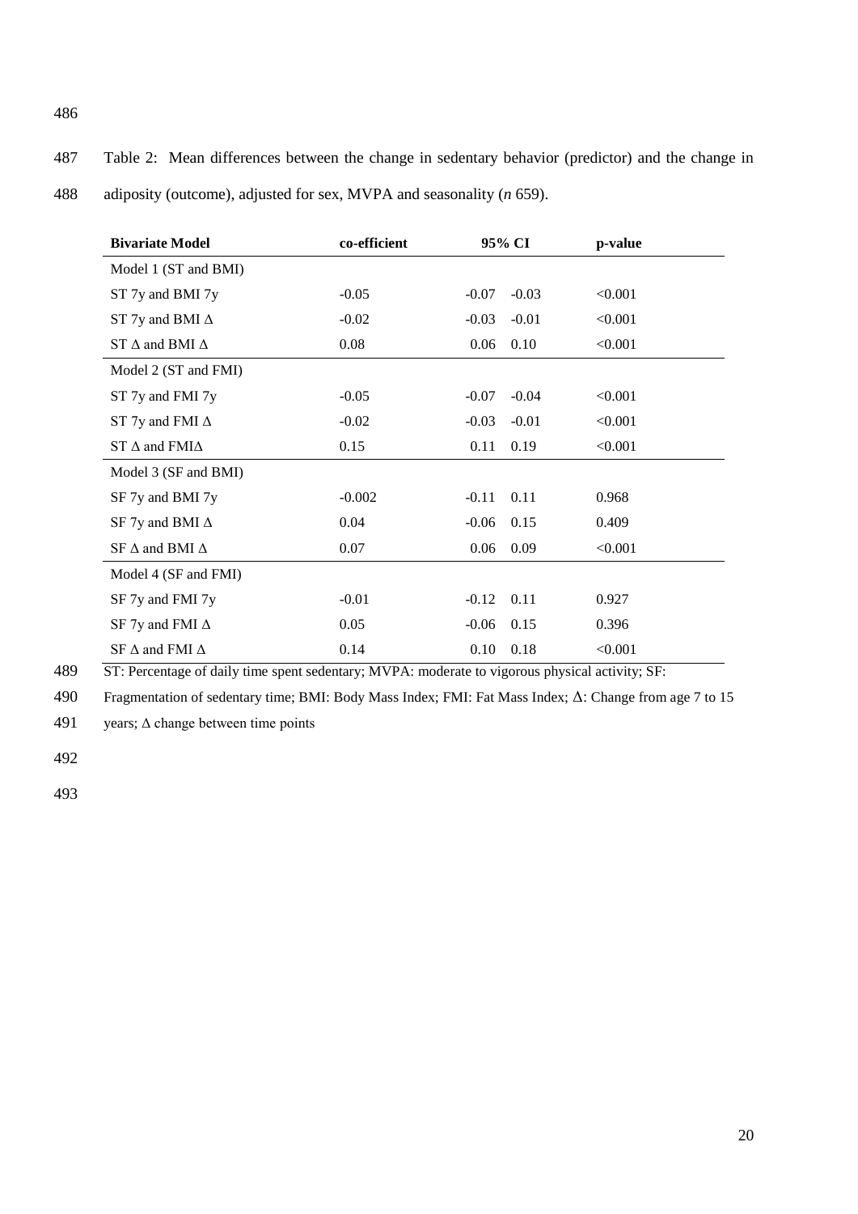Table 2: Mean differences between the change in sedentary behavior (predictor) and the change in adiposity (outcome), adjusted for sex, MVPA and seasonality (*n* 659).

| **Bivariate Model** | **co-efficient** | **95% CI** | | **p-value** |
|---|---|---|---|---|
| Model 1 (ST and BMI) | | | | |
| ST 7y and BMI 7y | -0.05 | -0.07 | -0.03 | <0.001 |
| ST 7y and BMI Δ | -0.02 | -0.03 | -0.01 | <0.001 |
| ST Δ and BMI Δ | 0.08 | 0.06 | 0.10 | <0.001 |
| Model 2 (ST and FMI) | | | | |
| ST 7y and FMI 7y | -0.05 | -0.07 | -0.04 | <0.001 |
| ST 7y and FMI Δ | -0.02 | -0.03 | -0.01 | <0.001 |
| ST Δ and FMIΔ | 0.15 | 0.11 | 0.19 | <0.001 |
| Model 3 (SF and BMI) | | | | |
| SF 7y and BMI 7y | -0.002 | -0.11 | 0.11 | 0.968 |
| SF 7y and BMI Δ | 0.04 | -0.06 | 0.15 | 0.409 |
| SF Δ and BMI Δ | 0.07 | 0.06 | 0.09 | <0.001 |
| Model 4 (SF and FMI) | | | | |
| SF 7y and FMI 7y | -0.01 | -0.12 | 0.11 | 0.927 |
| SF 7y and FMI Δ | 0.05 | -0.06 | 0.15 | 0.396 |
| SF Δ and FMI Δ | 0.14 | 0.10 | 0.18 | <0.001 |

ST: Percentage of daily time spent sedentary; MVPA: moderate to vigorous physical activity; SF: Fragmentation of sedentary time; BMI: Body Mass Index; FMI: Fat Mass Index; Δ: Change from age 7 to 15 years; Δ change between time points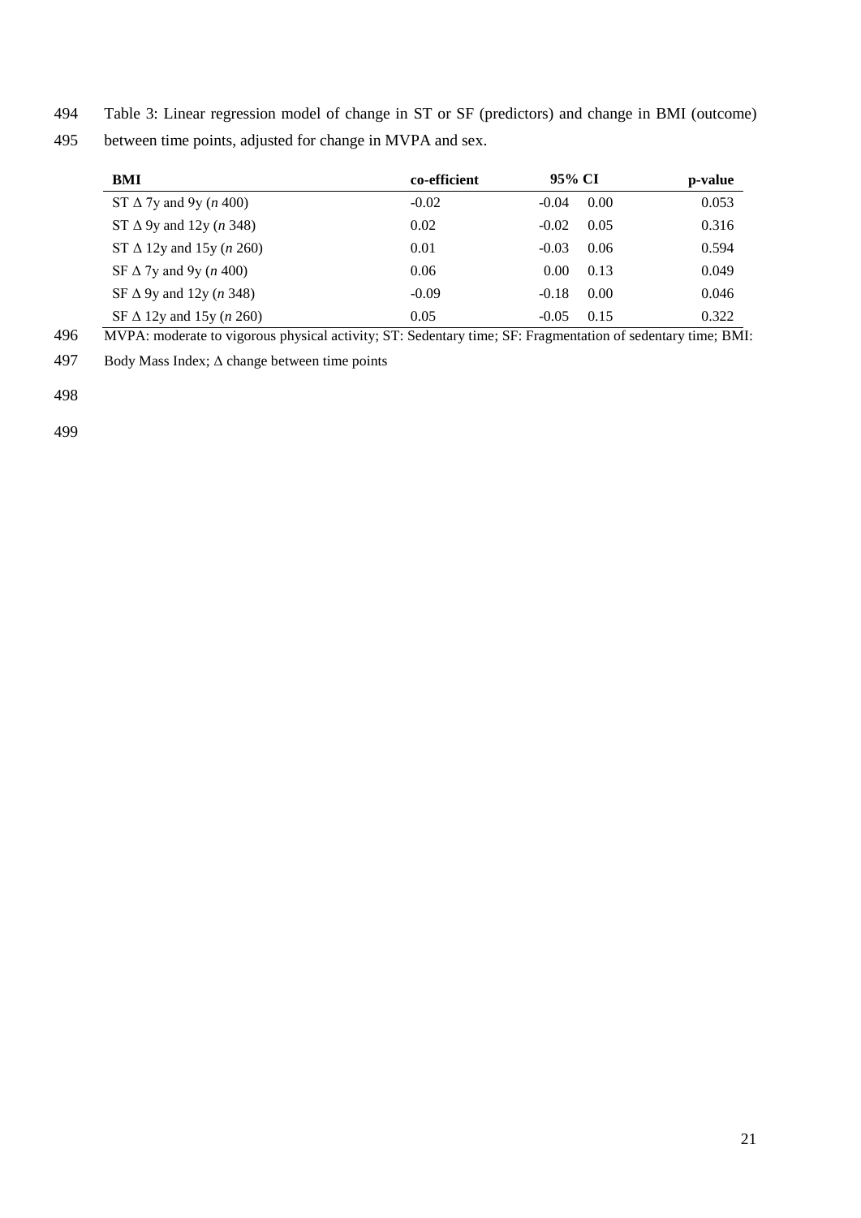Table 3: Linear regression model of change in ST or SF (predictors) and change in BMI (outcome) between time points, adjusted for change in MVPA and sex.

| **BMI** | **co-efficient** | **95% CI** | | **p-value** |
|---|---|---|---|---|
| ST Δ 7y and 9y (*n* 400) | -0.02 | -0.04 | 0.00 | 0.053 |
| ST Δ 9y and 12y (*n* 348) | 0.02 | -0.02 | 0.05 | 0.316 |
| ST Δ 12y and 15y (*n* 260) | 0.01 | -0.03 | 0.06 | 0.594 |
| SF Δ 7y and 9y (*n* 400) | 0.06 | 0.00 | 0.13 | 0.049 |
| SF Δ 9y and 12y (*n* 348) | -0.09 | -0.18 | 0.00 | 0.046 |
| SF Δ 12y and 15y (*n* 260) | 0.05 | -0.05 | 0.15 | 0.322 |

MVPA: moderate to vigorous physical activity; ST: Sedentary time; SF: Fragmentation of sedentary time; BMI: Body Mass Index; Δ change between time points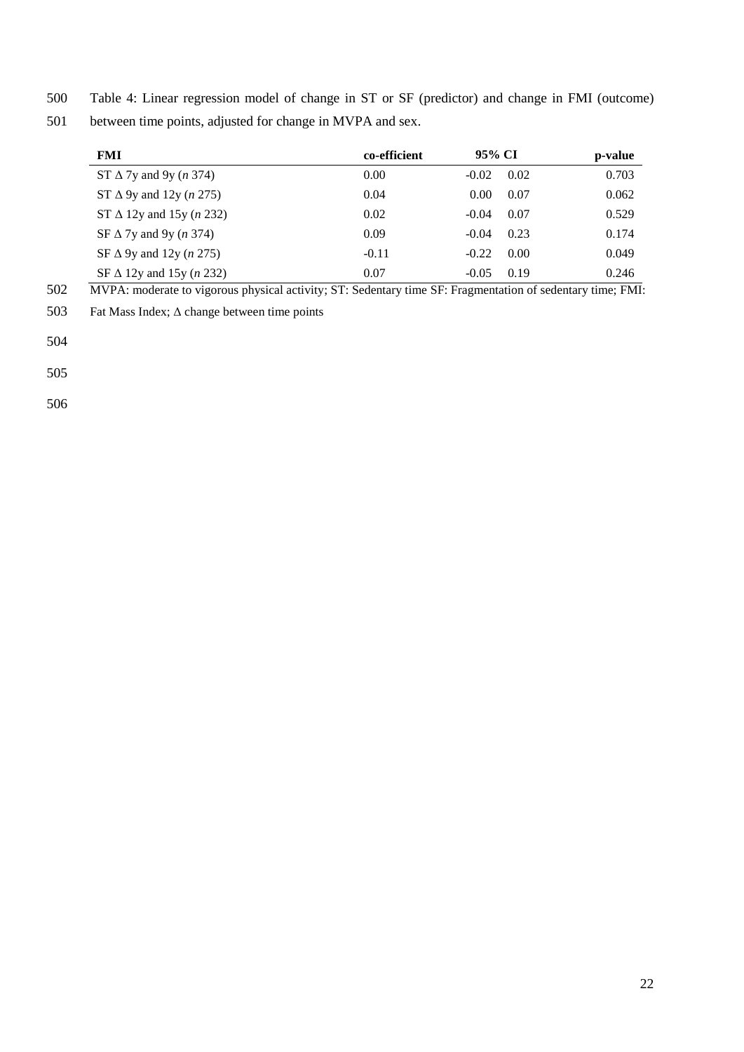Table 4: Linear regression model of change in ST or SF (predictor) and change in FMI (outcome) between time points, adjusted for change in MVPA and sex.

| FMI | co-efficient | 95% CI | | p-value |
|---|---|---|---|---|
| ST Δ 7y and 9y (*n* 374) | 0.00 | -0.02 | 0.02 | 0.703 |
| ST Δ 9y and 12y (*n* 275) | 0.04 | 0.00 | 0.07 | 0.062 |
| ST Δ 12y and 15y (*n* 232) | 0.02 | -0.04 | 0.07 | 0.529 |
| SF Δ 7y and 9y (*n* 374) | 0.09 | -0.04 | 0.23 | 0.174 |
| SF Δ 9y and 12y (*n* 275) | -0.11 | -0.22 | 0.00 | 0.049 |
| SF Δ 12y and 15y (*n* 232) | 0.07 | -0.05 | 0.19 | 0.246 |

MVPA: moderate to vigorous physical activity; ST: Sedentary time SF: Fragmentation of sedentary time; FMI: Fat Mass Index; Δ change between time points